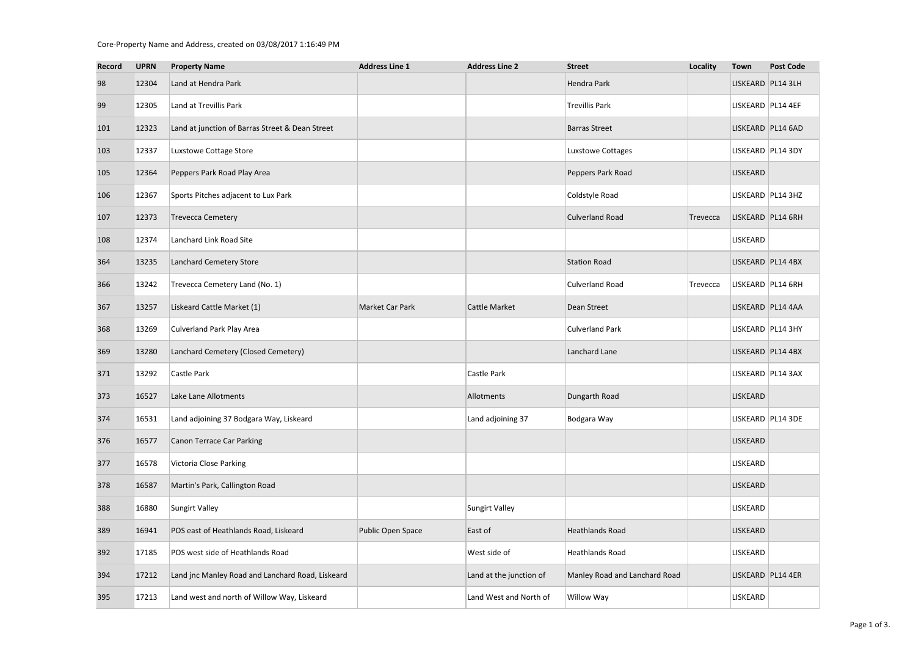Core-Property Name and Address, created on 03/08/2017 1:16:49 PM

| Record | UPRN | Property Name | Address Line 1 | Address Line 2 | Street | Locality | Town | Post Code |
|---|---|---|---|---|---|---|---|---|
| 98 | 12304 | Land at Hendra Park | | | Hendra Park | | LISKEARD | PL14 3LH |
| 99 | 12305 | Land at Trevillis Park | | | Trevillis Park | | LISKEARD | PL14 4EF |
| 101 | 12323 | Land at junction of Barras Street & Dean Street | | | Barras Street | | LISKEARD | PL14 6AD |
| 103 | 12337 | Luxstowe Cottage Store | | | Luxstowe Cottages | | LISKEARD | PL14 3DY |
| 105 | 12364 | Peppers Park Road Play Area | | | Peppers Park Road | | LISKEARD | |
| 106 | 12367 | Sports Pitches adjacent to Lux Park | | | Coldstyle Road | | LISKEARD | PL14 3HZ |
| 107 | 12373 | Trevecca Cemetery | | | Culverland Road | Trevecca | LISKEARD | PL14 6RH |
| 108 | 12374 | Lanchard Link Road Site | | | | | LISKEARD | |
| 364 | 13235 | Lanchard Cemetery Store | | | Station Road | | LISKEARD | PL14 4BX |
| 366 | 13242 | Trevecca Cemetery Land (No. 1) | | | Culverland Road | Trevecca | LISKEARD | PL14 6RH |
| 367 | 13257 | Liskeard Cattle Market (1) | Market Car Park | Cattle Market | Dean Street | | LISKEARD | PL14 4AA |
| 368 | 13269 | Culverland Park Play Area | | | Culverland Park | | LISKEARD | PL14 3HY |
| 369 | 13280 | Lanchard Cemetery (Closed Cemetery) | | | Lanchard Lane | | LISKEARD | PL14 4BX |
| 371 | 13292 | Castle Park | | Castle Park | | | LISKEARD | PL14 3AX |
| 373 | 16527 | Lake Lane Allotments | | Allotments | Dungarth Road | | LISKEARD | |
| 374 | 16531 | Land adjoining 37 Bodgara Way, Liskeard | | Land adjoining 37 | Bodgara Way | | LISKEARD | PL14 3DE |
| 376 | 16577 | Canon Terrace Car Parking | | | | | LISKEARD | |
| 377 | 16578 | Victoria Close Parking | | | | | LISKEARD | |
| 378 | 16587 | Martin's Park, Callington Road | | | | | LISKEARD | |
| 388 | 16880 | Sungirt Valley | | Sungirt Valley | | | LISKEARD | |
| 389 | 16941 | POS east of Heathlands Road, Liskeard | Public Open Space | East of | Heathlands Road | | LISKEARD | |
| 392 | 17185 | POS west side of Heathlands Road | | West side of | Heathlands Road | | LISKEARD | |
| 394 | 17212 | Land jnc Manley Road and Lanchard Road, Liskeard | | Land at the junction of | Manley Road and Lanchard Road | | LISKEARD | PL14 4ER |
| 395 | 17213 | Land west and north of Willow Way, Liskeard | | Land West and North of | Willow Way | | LISKEARD | |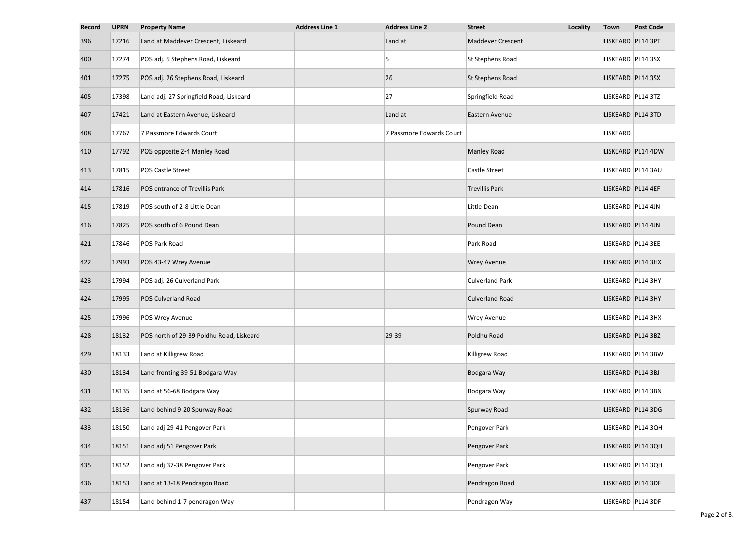| Record | UPRN | Property Name | Address Line 1 | Address Line 2 | Street | Locality | Town | Post Code |
|---|---|---|---|---|---|---|---|---|
| 396 | 17216 | Land at Maddever Crescent, Liskeard | | Land at | Maddever Crescent | | LISKEARD | PL14 3PT |
| 400 | 17274 | POS adj. 5 Stephens Road, Liskeard | | 5 | St Stephens Road | | LISKEARD | PL14 3SX |
| 401 | 17275 | POS adj. 26 Stephens Road, Liskeard | | 26 | St Stephens Road | | LISKEARD | PL14 3SX |
| 405 | 17398 | Land adj. 27 Springfield Road, Liskeard | | 27 | Springfield Road | | LISKEARD | PL14 3TZ |
| 407 | 17421 | Land at Eastern Avenue, Liskeard | | Land at | Eastern Avenue | | LISKEARD | PL14 3TD |
| 408 | 17767 | 7 Passmore Edwards Court | | 7 Passmore Edwards Court | | | LISKEARD | |
| 410 | 17792 | POS opposite 2-4 Manley Road | | | Manley Road | | LISKEARD | PL14 4DW |
| 413 | 17815 | POS Castle Street | | | Castle Street | | LISKEARD | PL14 3AU |
| 414 | 17816 | POS entrance of Trevillis Park | | | Trevillis Park | | LISKEARD | PL14 4EF |
| 415 | 17819 | POS south of 2-8 Little Dean | | | Little Dean | | LISKEARD | PL14 4JN |
| 416 | 17825 | POS south of 6 Pound Dean | | | Pound Dean | | LISKEARD | PL14 4JN |
| 421 | 17846 | POS Park Road | | | Park Road | | LISKEARD | PL14 3EE |
| 422 | 17993 | POS 43-47 Wrey Avenue | | | Wrey Avenue | | LISKEARD | PL14 3HX |
| 423 | 17994 | POS adj. 26 Culverland Park | | | Culverland Park | | LISKEARD | PL14 3HY |
| 424 | 17995 | POS Culverland Road | | | Culverland Road | | LISKEARD | PL14 3HY |
| 425 | 17996 | POS Wrey Avenue | | | Wrey Avenue | | LISKEARD | PL14 3HX |
| 428 | 18132 | POS north of 29-39 Poldhu Road, Liskeard | | 29-39 | Poldhu Road | | LISKEARD | PL14 3BZ |
| 429 | 18133 | Land at Killigrew Road | | | Killigrew Road | | LISKEARD | PL14 3BW |
| 430 | 18134 | Land fronting 39-51 Bodgara Way | | | Bodgara Way | | LISKEARD | PL14 3BJ |
| 431 | 18135 | Land at 56-68 Bodgara Way | | | Bodgara Way | | LISKEARD | PL14 3BN |
| 432 | 18136 | Land behind 9-20 Spurway Road | | | Spurway Road | | LISKEARD | PL14 3DG |
| 433 | 18150 | Land adj 29-41 Pengover Park | | | Pengover Park | | LISKEARD | PL14 3QH |
| 434 | 18151 | Land adj 51 Pengover Park | | | Pengover Park | | LISKEARD | PL14 3QH |
| 435 | 18152 | Land adj 37-38 Pengover Park | | | Pengover Park | | LISKEARD | PL14 3QH |
| 436 | 18153 | Land at 13-18 Pendragon Road | | | Pendragon Road | | LISKEARD | PL14 3DF |
| 437 | 18154 | Land behind 1-7 pendragon Way | | | Pendragon Way | | LISKEARD | PL14 3DF |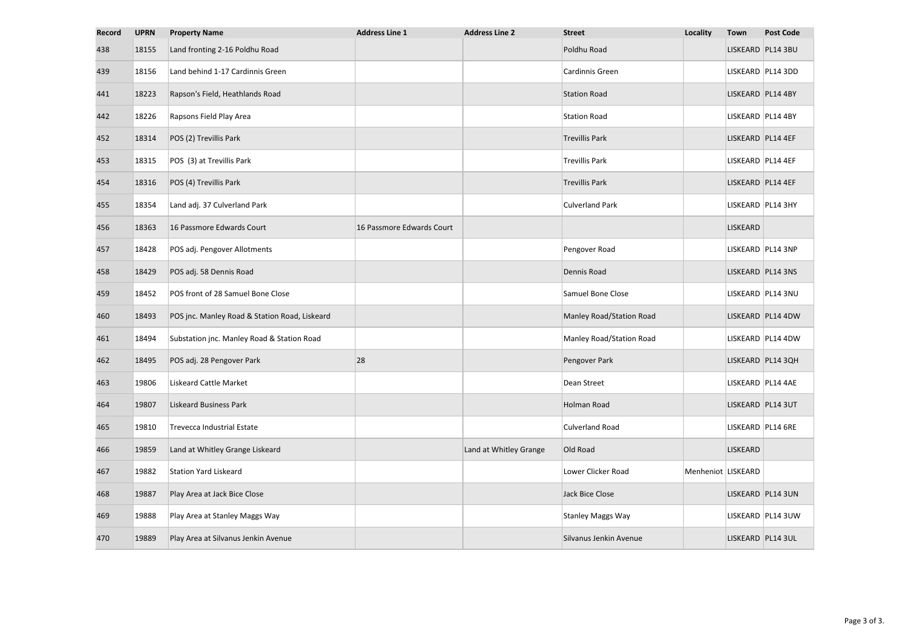| Record | UPRN | Property Name | Address Line 1 | Address Line 2 | Street | Locality | Town | Post Code |
|---|---|---|---|---|---|---|---|---|
| 438 | 18155 | Land fronting 2-16 Poldhu Road | | | Poldhu Road | | LISKEARD | PL14 3BU |
| 439 | 18156 | Land behind 1-17 Cardinnis Green | | | Cardinnis Green | | LISKEARD | PL14 3DD |
| 441 | 18223 | Rapson's Field, Heathlands Road | | | Station Road | | LISKEARD | PL14 4BY |
| 442 | 18226 | Rapsons Field Play Area | | | Station Road | | LISKEARD | PL14 4BY |
| 452 | 18314 | POS (2) Trevillis Park | | | Trevillis Park | | LISKEARD | PL14 4EF |
| 453 | 18315 | POS (3) at Trevillis Park | | | Trevillis Park | | LISKEARD | PL14 4EF |
| 454 | 18316 | POS (4) Trevillis Park | | | Trevillis Park | | LISKEARD | PL14 4EF |
| 455 | 18354 | Land adj. 37 Culverland Park | | | Culverland Park | | LISKEARD | PL14 3HY |
| 456 | 18363 | 16 Passmore Edwards Court | 16 Passmore Edwards Court | | | | LISKEARD | |
| 457 | 18428 | POS adj. Pengover Allotments | | | Pengover Road | | LISKEARD | PL14 3NP |
| 458 | 18429 | POS adj. 58 Dennis Road | | | Dennis Road | | LISKEARD | PL14 3NS |
| 459 | 18452 | POS front of 28 Samuel Bone Close | | | Samuel Bone Close | | LISKEARD | PL14 3NU |
| 460 | 18493 | POS jnc. Manley Road & Station Road, Liskeard | | | Manley Road/Station Road | | LISKEARD | PL14 4DW |
| 461 | 18494 | Substation jnc. Manley Road & Station Road | | | Manley Road/Station Road | | LISKEARD | PL14 4DW |
| 462 | 18495 | POS adj. 28 Pengover Park | 28 | | Pengover Park | | LISKEARD | PL14 3QH |
| 463 | 19806 | Liskeard Cattle Market | | | Dean Street | | LISKEARD | PL14 4AE |
| 464 | 19807 | Liskeard Business Park | | | Holman Road | | LISKEARD | PL14 3UT |
| 465 | 19810 | Trevecca Industrial Estate | | | Culverland Road | | LISKEARD | PL14 6RE |
| 466 | 19859 | Land at Whitley Grange Liskeard | | Land at Whitley Grange | Old Road | | LISKEARD | |
| 467 | 19882 | Station Yard Liskeard | | | Lower Clicker Road | Menheniot | LISKEARD | |
| 468 | 19887 | Play Area at Jack Bice Close | | | Jack Bice Close | | LISKEARD | PL14 3UN |
| 469 | 19888 | Play Area at Stanley Maggs Way | | | Stanley Maggs Way | | LISKEARD | PL14 3UW |
| 470 | 19889 | Play Area at Silvanus Jenkin Avenue | | | Silvanus Jenkin Avenue | | LISKEARD | PL14 3UL |